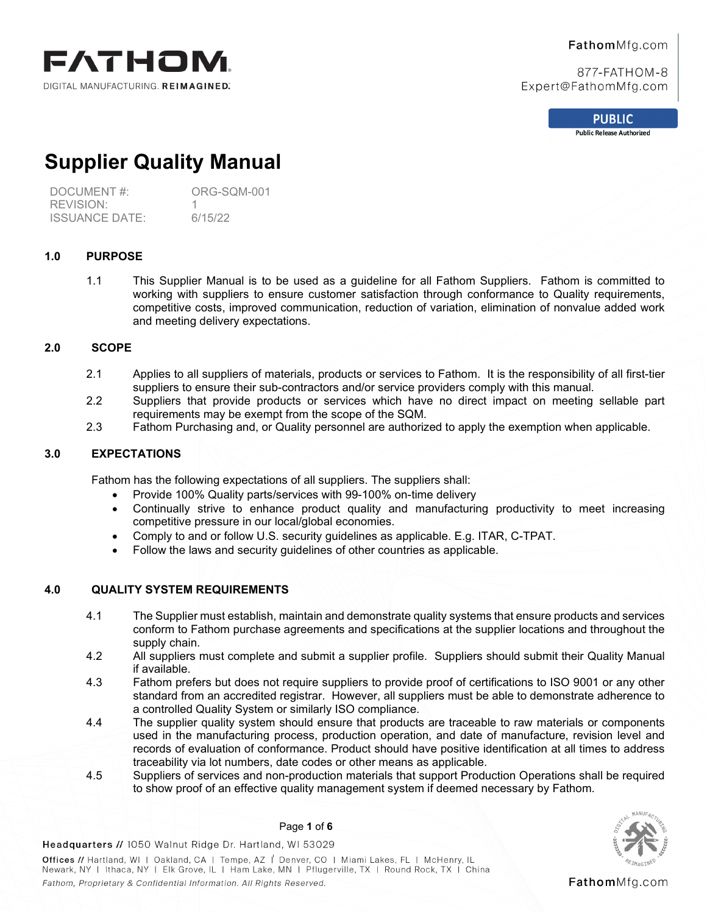FathomMfg.com

877-FATHOM-8
Expert@FathomMfg.com

**PUBLIC**
Public Release Authorized

# Supplier Quality Manual

| | |
|---|---|
| DOCUMENT #: | ORG-SQM-001 |
| REVISION: | 1 |
| ISSUANCE DATE: | 6/15/22 |

## 1.0 PURPOSE

1.1 This Supplier Manual is to be used as a guideline for all Fathom Suppliers. Fathom is committed to working with suppliers to ensure customer satisfaction through conformance to Quality requirements, competitive costs, improved communication, reduction of variation, elimination of nonvalue added work and meeting delivery expectations.

## 2.0 SCOPE

2.1 Applies to all suppliers of materials, products or services to Fathom. It is the responsibility of all first-tier suppliers to ensure their sub-contractors and/or service providers comply with this manual.

2.2 Suppliers that provide products or services which have no direct impact on meeting sellable part requirements may be exempt from the scope of the SQM.

2.3 Fathom Purchasing and, or Quality personnel are authorized to apply the exemption when applicable.

## 3.0 EXPECTATIONS

Fathom has the following expectations of all suppliers. The suppliers shall:

- Provide 100% Quality parts/services with 99-100% on-time delivery
- Continually strive to enhance product quality and manufacturing productivity to meet increasing competitive pressure in our local/global economies.
- Comply to and or follow U.S. security guidelines as applicable. E.g. ITAR, C-TPAT.
- Follow the laws and security guidelines of other countries as applicable.

## 4.0 QUALITY SYSTEM REQUIREMENTS

4.1 The Supplier must establish, maintain and demonstrate quality systems that ensure products and services conform to Fathom purchase agreements and specifications at the supplier locations and throughout the supply chain.

4.2 All suppliers must complete and submit a supplier profile. Suppliers should submit their Quality Manual if available.

4.3 Fathom prefers but does not require suppliers to provide proof of certifications to ISO 9001 or any other standard from an accredited registrar. However, all suppliers must be able to demonstrate adherence to a controlled Quality System or similarly ISO compliance.

4.4 The supplier quality system should ensure that products are traceable to raw materials or components used in the manufacturing process, production operation, and date of manufacture, revision level and records of evaluation of conformance. Product should have positive identification at all times to address traceability via lot numbers, date codes or other means as applicable.

4.5 Suppliers of services and non-production materials that support Production Operations shall be required to show proof of an effective quality management system if deemed necessary by Fathom.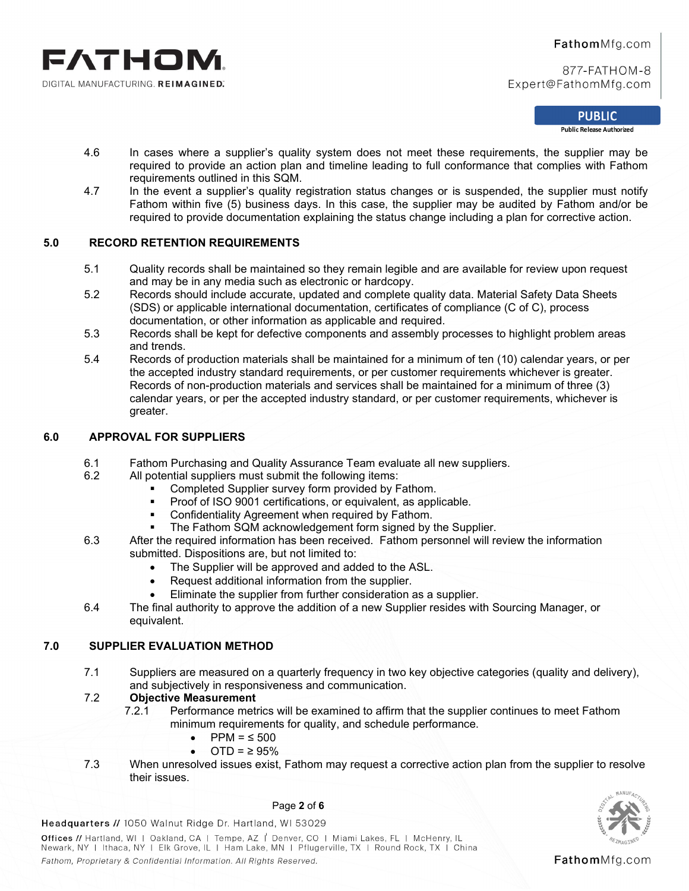4.6 In cases where a supplier's quality system does not meet these requirements, the supplier may be required to provide an action plan and timeline leading to full conformance that complies with Fathom requirements outlined in this SQM.

4.7 In the event a supplier's quality registration status changes or is suspended, the supplier must notify Fathom within five (5) business days. In this case, the supplier may be audited by Fathom and/or be required to provide documentation explaining the status change including a plan for corrective action.

## 5.0 RECORD RETENTION REQUIREMENTS

5.1 Quality records shall be maintained so they remain legible and are available for review upon request and may be in any media such as electronic or hardcopy.

5.2 Records should include accurate, updated and complete quality data. Material Safety Data Sheets (SDS) or applicable international documentation, certificates of compliance (C of C), process documentation, or other information as applicable and required.

5.3 Records shall be kept for defective components and assembly processes to highlight problem areas and trends.

5.4 Records of production materials shall be maintained for a minimum of ten (10) calendar years, or per the accepted industry standard requirements, or per customer requirements whichever is greater. Records of non-production materials and services shall be maintained for a minimum of three (3) calendar years, or per the accepted industry standard, or per customer requirements, whichever is greater.

## 6.0 APPROVAL FOR SUPPLIERS

6.1 Fathom Purchasing and Quality Assurance Team evaluate all new suppliers.

6.2 All potential suppliers must submit the following items:
- Completed Supplier survey form provided by Fathom.
- Proof of ISO 9001 certifications, or equivalent, as applicable.
- Confidentiality Agreement when required by Fathom.
- The Fathom SQM acknowledgement form signed by the Supplier.

6.3 After the required information has been received. Fathom personnel will review the information submitted. Dispositions are, but not limited to:
- The Supplier will be approved and added to the ASL.
- Request additional information from the supplier.
- Eliminate the supplier from further consideration as a supplier.

6.4 The final authority to approve the addition of a new Supplier resides with Sourcing Manager, or equivalent.

## 7.0 SUPPLIER EVALUATION METHOD

7.1 Suppliers are measured on a quarterly frequency in two key objective categories (quality and delivery), and subjectively in responsiveness and communication.

7.2 **Objective Measurement**

7.2.1 Performance metrics will be examined to affirm that the supplier continues to meet Fathom minimum requirements for quality, and schedule performance.
- PPM = ≤ 500
- OTD = ≥ 95%

7.3 When unresolved issues exist, Fathom may request a corrective action plan from the supplier to resolve their issues.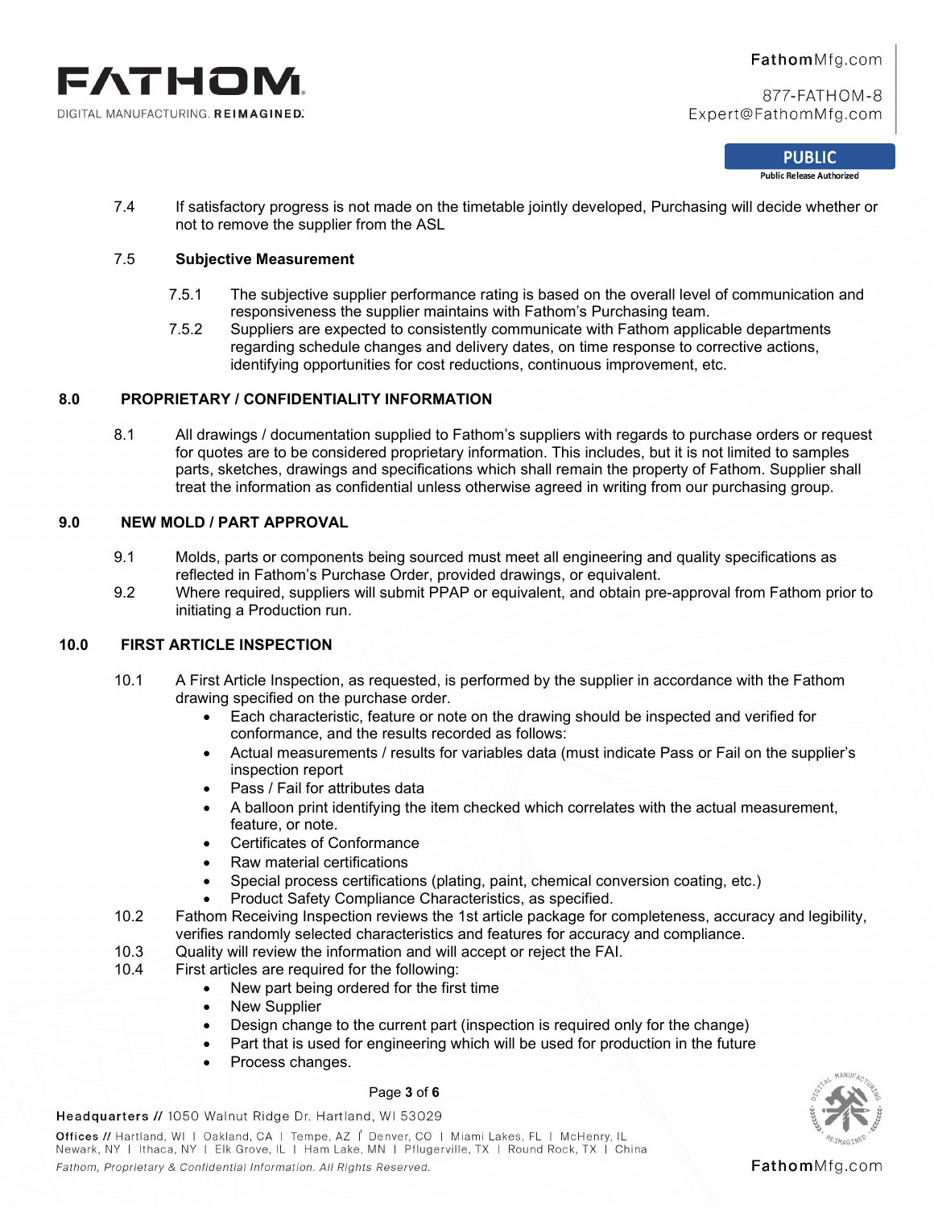7.4 If satisfactory progress is not made on the timetable jointly developed, Purchasing will decide whether or not to remove the supplier from the ASL

7.5 **Subjective Measurement**

7.5.1 The subjective supplier performance rating is based on the overall level of communication and responsiveness the supplier maintains with Fathom's Purchasing team.

7.5.2 Suppliers are expected to consistently communicate with Fathom applicable departments regarding schedule changes and delivery dates, on time response to corrective actions, identifying opportunities for cost reductions, continuous improvement, etc.

## 8.0 PROPRIETARY / CONFIDENTIALITY INFORMATION

8.1 All drawings / documentation supplied to Fathom's suppliers with regards to purchase orders or request for quotes are to be considered proprietary information. This includes, but it is not limited to samples parts, sketches, drawings and specifications which shall remain the property of Fathom. Supplier shall treat the information as confidential unless otherwise agreed in writing from our purchasing group.

## 9.0 NEW MOLD / PART APPROVAL

9.1 Molds, parts or components being sourced must meet all engineering and quality specifications as reflected in Fathom's Purchase Order, provided drawings, or equivalent.

9.2 Where required, suppliers will submit PPAP or equivalent, and obtain pre-approval from Fathom prior to initiating a Production run.

## 10.0 FIRST ARTICLE INSPECTION

10.1 A First Article Inspection, as requested, is performed by the supplier in accordance with the Fathom drawing specified on the purchase order.

- Each characteristic, feature or note on the drawing should be inspected and verified for conformance, and the results recorded as follows:
- Actual measurements / results for variables data (must indicate Pass or Fail on the supplier's inspection report
- Pass / Fail for attributes data
- A balloon print identifying the item checked which correlates with the actual measurement, feature, or note.
- Certificates of Conformance
- Raw material certifications
- Special process certifications (plating, paint, chemical conversion coating, etc.)
- Product Safety Compliance Characteristics, as specified.

10.2 Fathom Receiving Inspection reviews the 1st article package for completeness, accuracy and legibility, verifies randomly selected characteristics and features for accuracy and compliance.

10.3 Quality will review the information and will accept or reject the FAI.

10.4 First articles are required for the following:

- New part being ordered for the first time
- New Supplier
- Design change to the current part (inspection is required only for the change)
- Part that is used for engineering which will be used for production in the future
- Process changes.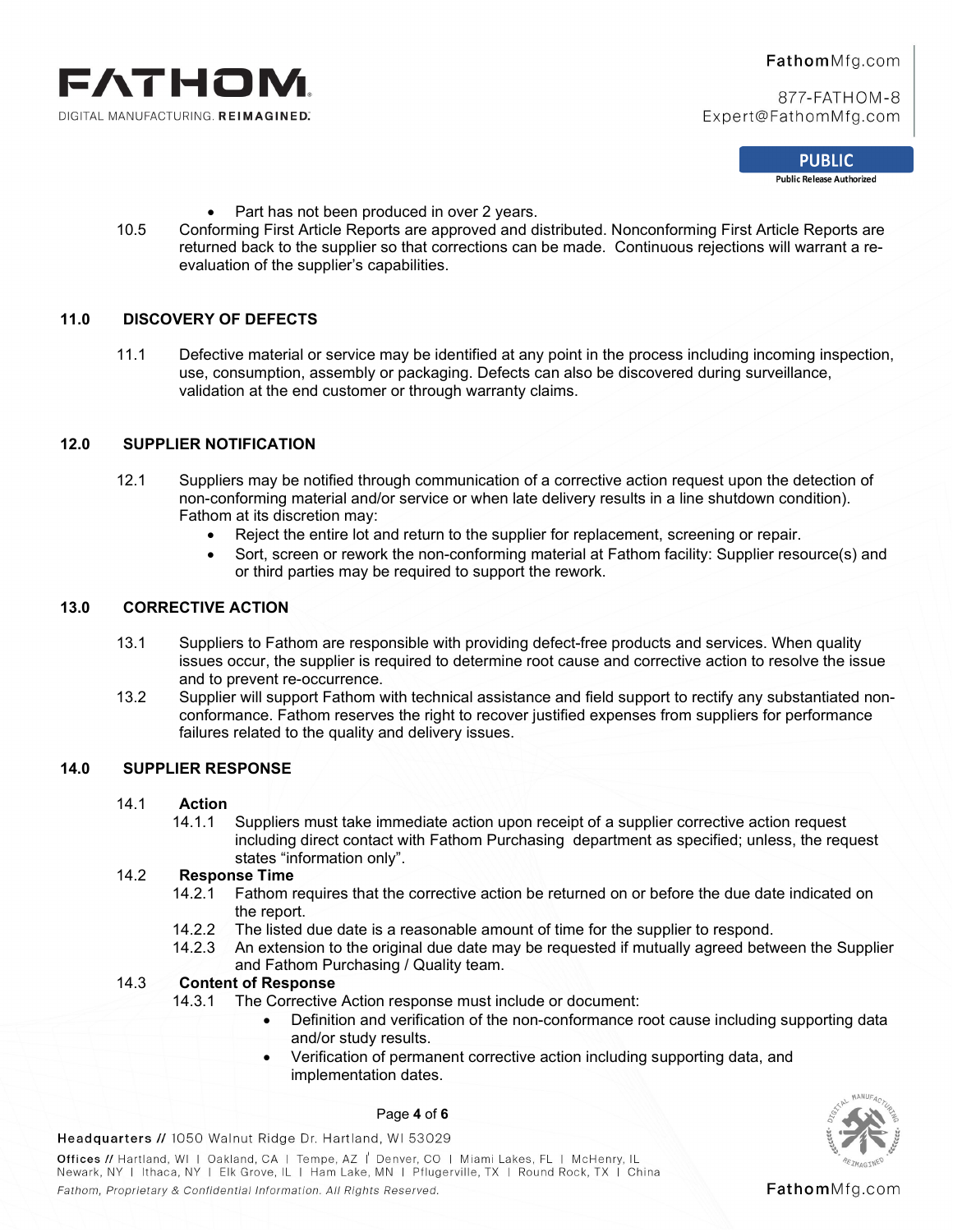- Part has not been produced in over 2 years.

10.5 Conforming First Article Reports are approved and distributed. Nonconforming First Article Reports are returned back to the supplier so that corrections can be made. Continuous rejections will warrant a re-evaluation of the supplier's capabilities.

## 11.0 DISCOVERY OF DEFECTS

11.1 Defective material or service may be identified at any point in the process including incoming inspection, use, consumption, assembly or packaging. Defects can also be discovered during surveillance, validation at the end customer or through warranty claims.

## 12.0 SUPPLIER NOTIFICATION

12.1 Suppliers may be notified through communication of a corrective action request upon the detection of non-conforming material and/or service or when late delivery results in a line shutdown condition). Fathom at its discretion may:

- Reject the entire lot and return to the supplier for replacement, screening or repair.
- Sort, screen or rework the non-conforming material at Fathom facility: Supplier resource(s) and or third parties may be required to support the rework.

## 13.0 CORRECTIVE ACTION

13.1 Suppliers to Fathom are responsible with providing defect-free products and services. When quality issues occur, the supplier is required to determine root cause and corrective action to resolve the issue and to prevent re-occurrence.

13.2 Supplier will support Fathom with technical assistance and field support to rectify any substantiated non-conformance. Fathom reserves the right to recover justified expenses from suppliers for performance failures related to the quality and delivery issues.

## 14.0 SUPPLIER RESPONSE

14.1 **Action**

14.1.1 Suppliers must take immediate action upon receipt of a supplier corrective action request including direct contact with Fathom Purchasing department as specified; unless, the request states "information only".

14.2 **Response Time**

14.2.1 Fathom requires that the corrective action be returned on or before the due date indicated on the report.

14.2.2 The listed due date is a reasonable amount of time for the supplier to respond.

14.2.3 An extension to the original due date may be requested if mutually agreed between the Supplier and Fathom Purchasing / Quality team.

14.3 **Content of Response**

14.3.1 The Corrective Action response must include or document:

- Definition and verification of the non-conformance root cause including supporting data and/or study results.
- Verification of permanent corrective action including supporting data, and implementation dates.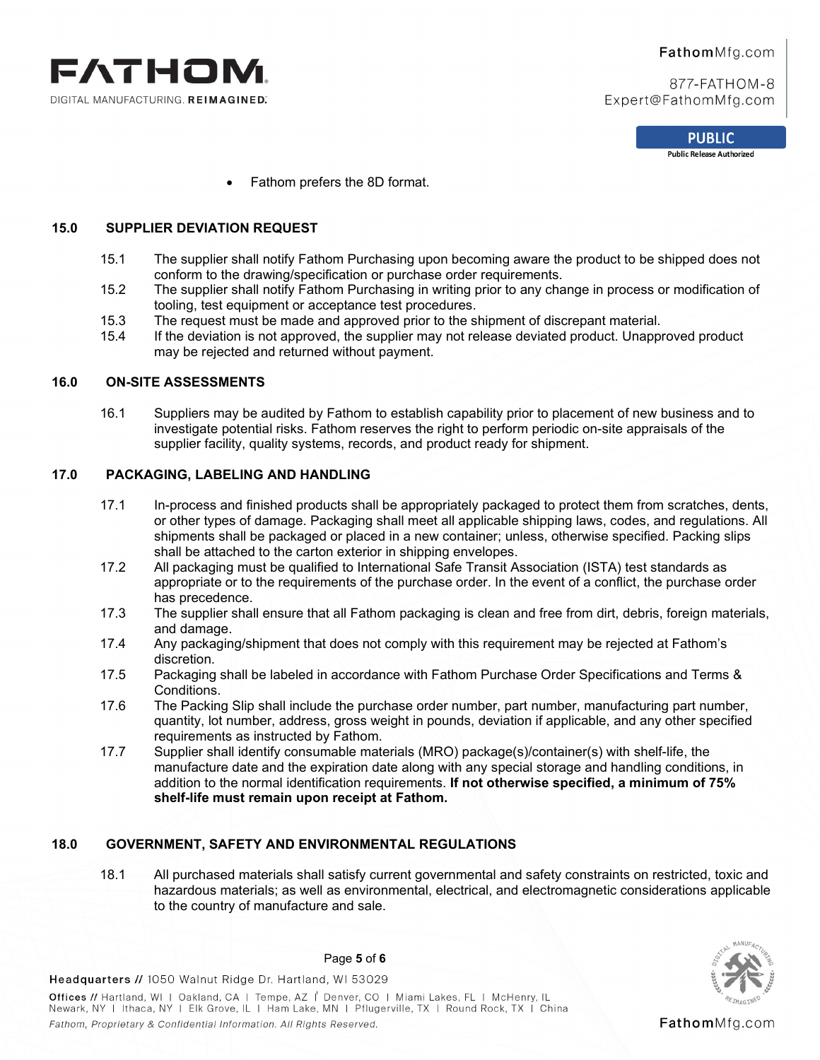- Fathom prefers the 8D format.

## 15.0 SUPPLIER DEVIATION REQUEST

15.1 The supplier shall notify Fathom Purchasing upon becoming aware the product to be shipped does not conform to the drawing/specification or purchase order requirements.

15.2 The supplier shall notify Fathom Purchasing in writing prior to any change in process or modification of tooling, test equipment or acceptance test procedures.

15.3 The request must be made and approved prior to the shipment of discrepant material.

15.4 If the deviation is not approved, the supplier may not release deviated product. Unapproved product may be rejected and returned without payment.

## 16.0 ON-SITE ASSESSMENTS

16.1 Suppliers may be audited by Fathom to establish capability prior to placement of new business and to investigate potential risks. Fathom reserves the right to perform periodic on-site appraisals of the supplier facility, quality systems, records, and product ready for shipment.

## 17.0 PACKAGING, LABELING AND HANDLING

17.1 In-process and finished products shall be appropriately packaged to protect them from scratches, dents, or other types of damage. Packaging shall meet all applicable shipping laws, codes, and regulations. All shipments shall be packaged or placed in a new container; unless, otherwise specified. Packing slips shall be attached to the carton exterior in shipping envelopes.

17.2 All packaging must be qualified to International Safe Transit Association (ISTA) test standards as appropriate or to the requirements of the purchase order. In the event of a conflict, the purchase order has precedence.

17.3 The supplier shall ensure that all Fathom packaging is clean and free from dirt, debris, foreign materials, and damage.

17.4 Any packaging/shipment that does not comply with this requirement may be rejected at Fathom's discretion.

17.5 Packaging shall be labeled in accordance with Fathom Purchase Order Specifications and Terms & Conditions.

17.6 The Packing Slip shall include the purchase order number, part number, manufacturing part number, quantity, lot number, address, gross weight in pounds, deviation if applicable, and any other specified requirements as instructed by Fathom.

17.7 Supplier shall identify consumable materials (MRO) package(s)/container(s) with shelf-life, the manufacture date and the expiration date along with any special storage and handling conditions, in addition to the normal identification requirements. **If not otherwise specified, a minimum of 75% shelf-life must remain upon receipt at Fathom.**

## 18.0 GOVERNMENT, SAFETY AND ENVIRONMENTAL REGULATIONS

18.1 All purchased materials shall satisfy current governmental and safety constraints on restricted, toxic and hazardous materials; as well as environmental, electrical, and electromagnetic considerations applicable to the country of manufacture and sale.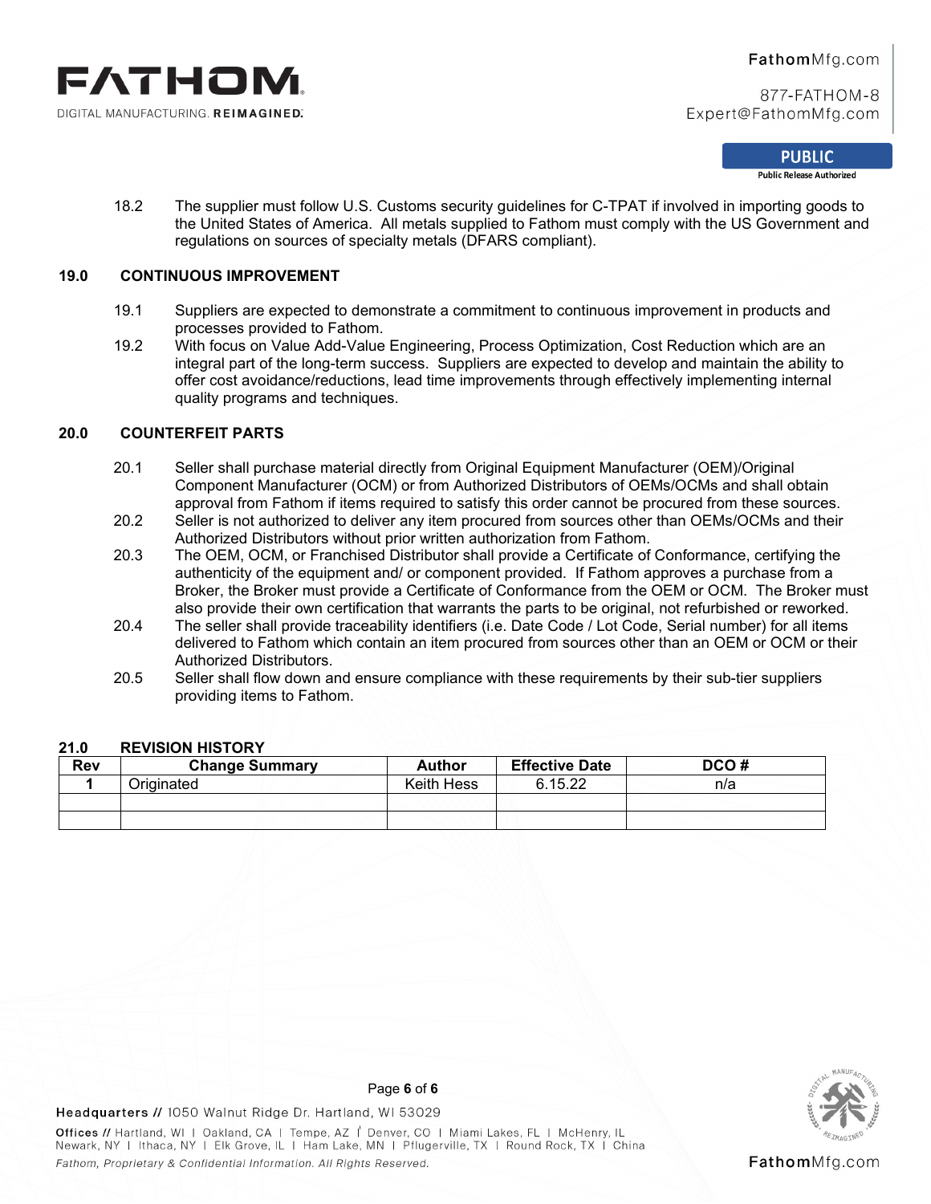18.2 The supplier must follow U.S. Customs security guidelines for C-TPAT if involved in importing goods to the United States of America. All metals supplied to Fathom must comply with the US Government and regulations on sources of specialty metals (DFARS compliant).

## 19.0 CONTINUOUS IMPROVEMENT

19.1 Suppliers are expected to demonstrate a commitment to continuous improvement in products and processes provided to Fathom.

19.2 With focus on Value Add-Value Engineering, Process Optimization, Cost Reduction which are an integral part of the long-term success. Suppliers are expected to develop and maintain the ability to offer cost avoidance/reductions, lead time improvements through effectively implementing internal quality programs and techniques.

## 20.0 COUNTERFEIT PARTS

20.1 Seller shall purchase material directly from Original Equipment Manufacturer (OEM)/Original Component Manufacturer (OCM) or from Authorized Distributors of OEMs/OCMs and shall obtain approval from Fathom if items required to satisfy this order cannot be procured from these sources.

20.2 Seller is not authorized to deliver any item procured from sources other than OEMs/OCMs and their Authorized Distributors without prior written authorization from Fathom.

20.3 The OEM, OCM, or Franchised Distributor shall provide a Certificate of Conformance, certifying the authenticity of the equipment and/ or component provided. If Fathom approves a purchase from a Broker, the Broker must provide a Certificate of Conformance from the OEM or OCM. The Broker must also provide their own certification that warrants the parts to be original, not refurbished or reworked.

20.4 The seller shall provide traceability identifiers (i.e. Date Code / Lot Code, Serial number) for all items delivered to Fathom which contain an item procured from sources other than an OEM or OCM or their Authorized Distributors.

20.5 Seller shall flow down and ensure compliance with these requirements by their sub-tier suppliers providing items to Fathom.

## 21.0 REVISION HISTORY

| Rev | Change Summary | Author | Effective Date | DCO # |
|---|---|---|---|---|
| 1 | Originated | Keith Hess | 6.15.22 | n/a |
| | | | | |
| | | | | |